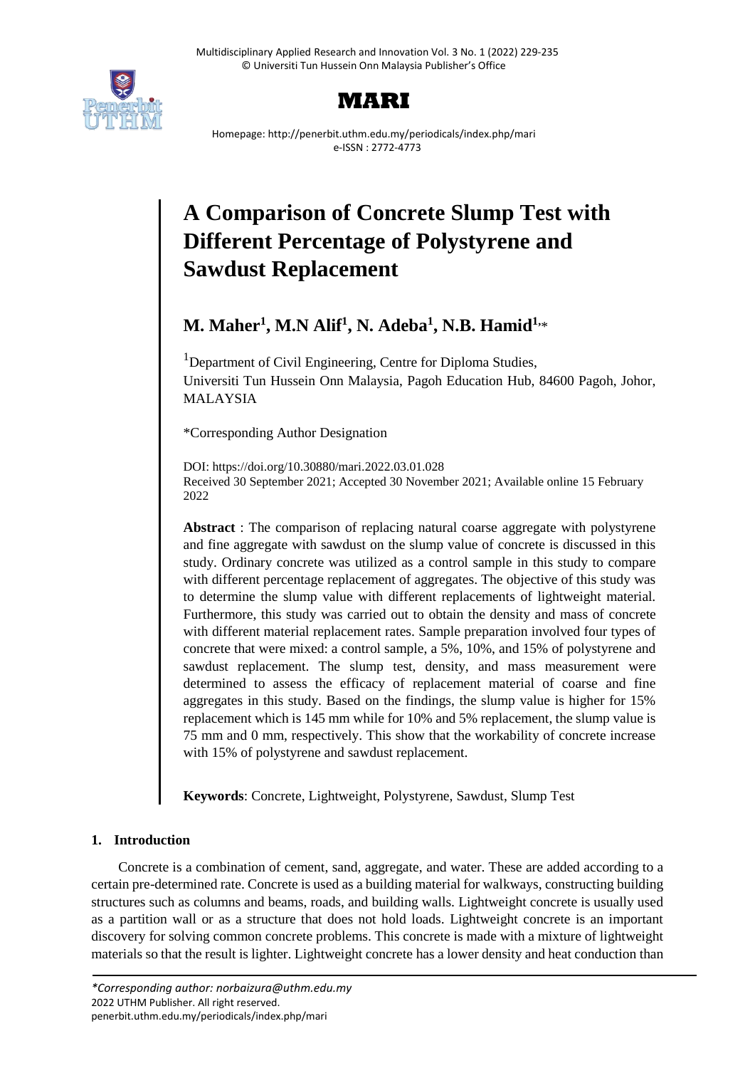# MARI

Homepage: http://penerbit.uthm.edu.my/periodicals/index.php/mari
e-ISSN : 2772-4773

# A Comparison of Concrete Slump Test with Different Percentage of Polystyrene and Sawdust Replacement

## M. Maher[1], M.N Alif[1], N. Adeba[1], N.B. Hamid[1,*]

[1]Department of Civil Engineering, Centre for Diploma Studies, Universiti Tun Hussein Onn Malaysia, Pagoh Education Hub, 84600 Pagoh, Johor, MALAYSIA

*Corresponding Author Designation

DOI: https://doi.org/10.30880/mari.2022.03.01.028
Received 30 September 2021; Accepted 30 November 2021; Available online 15 February 2022

**Abstract** : The comparison of replacing natural coarse aggregate with polystyrene and fine aggregate with sawdust on the slump value of concrete is discussed in this study. Ordinary concrete was utilized as a control sample in this study to compare with different percentage replacement of aggregates. The objective of this study was to determine the slump value with different replacements of lightweight material. Furthermore, this study was carried out to obtain the density and mass of concrete with different material replacement rates. Sample preparation involved four types of concrete that were mixed: a control sample, a 5%, 10%, and 15% of polystyrene and sawdust replacement. The slump test, density, and mass measurement were determined to assess the efficacy of replacement material of coarse and fine aggregates in this study. Based on the findings, the slump value is higher for 15% replacement which is 145 mm while for 10% and 5% replacement, the slump value is 75 mm and 0 mm, respectively. This show that the workability of concrete increase with 15% of polystyrene and sawdust replacement.

**Keywords**: Concrete, Lightweight, Polystyrene, Sawdust, Slump Test

## 1. Introduction

Concrete is a combination of cement, sand, aggregate, and water. These are added according to a certain pre-determined rate. Concrete is used as a building material for walkways, constructing building structures such as columns and beams, roads, and building walls. Lightweight concrete is usually used as a partition wall or as a structure that does not hold loads. Lightweight concrete is an important discovery for solving common concrete problems. This concrete is made with a mixture of lightweight materials so that the result is lighter. Lightweight concrete has a lower density and heat conduction than

*Corresponding author: norbaizura@uthm.edu.my
2022 UTHM Publisher. All right reserved.
penerbit.uthm.edu.my/periodicals/index.php/mari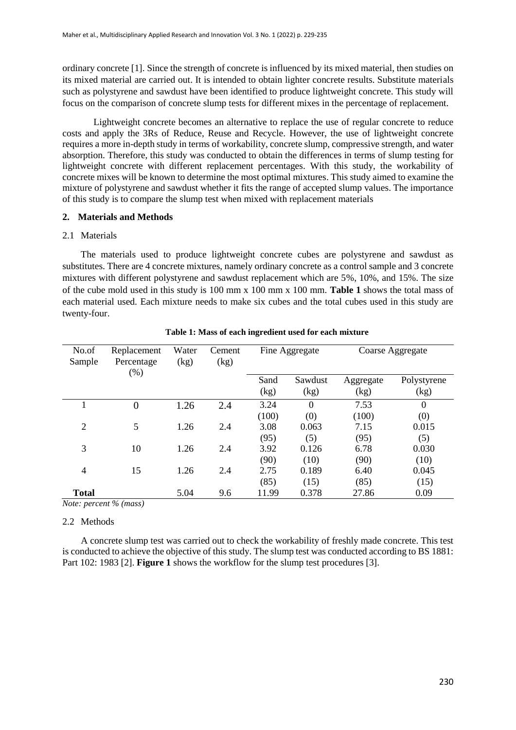ordinary concrete [1]. Since the strength of concrete is influenced by its mixed material, then studies on its mixed material are carried out. It is intended to obtain lighter concrete results. Substitute materials such as polystyrene and sawdust have been identified to produce lightweight concrete. This study will focus on the comparison of concrete slump tests for different mixes in the percentage of replacement.

Lightweight concrete becomes an alternative to replace the use of regular concrete to reduce costs and apply the 3Rs of Reduce, Reuse and Recycle. However, the use of lightweight concrete requires a more in-depth study in terms of workability, concrete slump, compressive strength, and water absorption. Therefore, this study was conducted to obtain the differences in terms of slump testing for lightweight concrete with different replacement percentages. With this study, the workability of concrete mixes will be known to determine the most optimal mixtures. This study aimed to examine the mixture of polystyrene and sawdust whether it fits the range of accepted slump values. The importance of this study is to compare the slump test when mixed with replacement materials

## 2. Materials and Methods

### 2.1 Materials

The materials used to produce lightweight concrete cubes are polystyrene and sawdust as substitutes. There are 4 concrete mixtures, namely ordinary concrete as a control sample and 3 concrete mixtures with different polystyrene and sawdust replacement which are 5%, 10%, and 15%. The size of the cube mold used in this study is 100 mm x 100 mm x 100 mm. **Table 1** shows the total mass of each material used. Each mixture needs to make six cubes and the total cubes used in this study are twenty-four.

**Table 1: Mass of each ingredient used for each mixture**

| No.of Sample | Replacement Percentage (%) | Water (kg) | Cement (kg) | Fine Aggregate | | Coarse Aggregate | |
|---|---|---|---|---|---|---|---|
| | | | | Sand (kg) | Sawdust (kg) | Aggregate (kg) | Polystyrene (kg) |
| 1 | 0 | 1.26 | 2.4 | 3.24 (100) | 0 (0) | 7.53 (100) | 0 (0) |
| 2 | 5 | 1.26 | 2.4 | 3.08 (95) | 0.063 (5) | 7.15 (95) | 0.015 (5) |
| 3 | 10 | 1.26 | 2.4 | 3.92 (90) | 0.126 (10) | 6.78 (90) | 0.030 (10) |
| 4 | 15 | 1.26 | 2.4 | 2.75 (85) | 0.189 (15) | 6.40 (85) | 0.045 (15) |
| **Total** | | 5.04 | 9.6 | 11.99 | 0.378 | 27.86 | 0.09 |

*Note: percent % (mass)*

### 2.2 Methods

A concrete slump test was carried out to check the workability of freshly made concrete. This test is conducted to achieve the objective of this study. The slump test was conducted according to BS 1881: Part 102: 1983 [2]. **Figure 1** shows the workflow for the slump test procedures [3].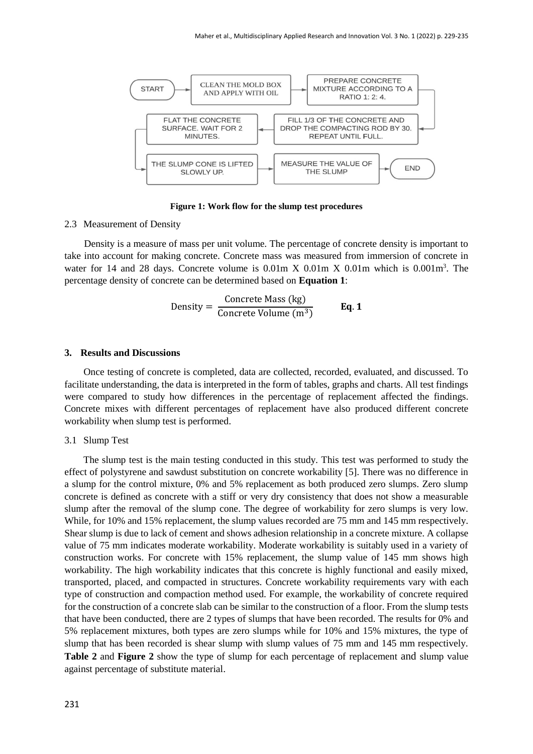START → CLEAN THE MOLD BOX AND APPLY WITH OIL → PREPARE CONCRETE MIXTURE ACCORDING TO A RATIO 1: 2: 4. → FILL 1/3 OF THE CONCRETE AND DROP THE COMPACTING ROD BY 30. REPEAT UNTIL FULL. → FLAT THE CONCRETE SURFACE. WAIT FOR 2 MINUTES. → THE SLUMP CONE IS LIFTED SLOWLY UP. → MEASURE THE VALUE OF THE SLUMP → END

**Figure 1: Work flow for the slump test procedures**

### 2.3 Measurement of Density

Density is a measure of mass per unit volume. The percentage of concrete density is important to take into account for making concrete. Concrete mass was measured from immersion of concrete in water for 14 and 28 days. Concrete volume is 0.01m X 0.01m X 0.01m which is 0.001m$^3$. The percentage density of concrete can be determined based on **Equation 1**:

$$\text{Density} = \frac{\text{Concrete Mass (kg)}}{\text{Concrete Volume (m}^3\text{)}} \qquad \textbf{Eq. 1}$$

## 3. Results and Discussions

Once testing of concrete is completed, data are collected, recorded, evaluated, and discussed. To facilitate understanding, the data is interpreted in the form of tables, graphs and charts. All test findings were compared to study how differences in the percentage of replacement affected the findings. Concrete mixes with different percentages of replacement have also produced different concrete workability when slump test is performed.

### 3.1 Slump Test

The slump test is the main testing conducted in this study. This test was performed to study the effect of polystyrene and sawdust substitution on concrete workability [5]. There was no difference in a slump for the control mixture, 0% and 5% replacement as both produced zero slumps. Zero slump concrete is defined as concrete with a stiff or very dry consistency that does not show a measurable slump after the removal of the slump cone. The degree of workability for zero slumps is very low. While, for 10% and 15% replacement, the slump values recorded are 75 mm and 145 mm respectively. Shear slump is due to lack of cement and shows adhesion relationship in a concrete mixture. A collapse value of 75 mm indicates moderate workability. Moderate workability is suitably used in a variety of construction works. For concrete with 15% replacement, the slump value of 145 mm shows high workability. The high workability indicates that this concrete is highly functional and easily mixed, transported, placed, and compacted in structures. Concrete workability requirements vary with each type of construction and compaction method used. For example, the workability of concrete required for the construction of a concrete slab can be similar to the construction of a floor. From the slump tests that have been conducted, there are 2 types of slumps that have been recorded. The results for 0% and 5% replacement mixtures, both types are zero slumps while for 10% and 15% mixtures, the type of slump that has been recorded is shear slump with slump values of 75 mm and 145 mm respectively. **Table 2** and **Figure 2** show the type of slump for each percentage of replacement and slump value against percentage of substitute material.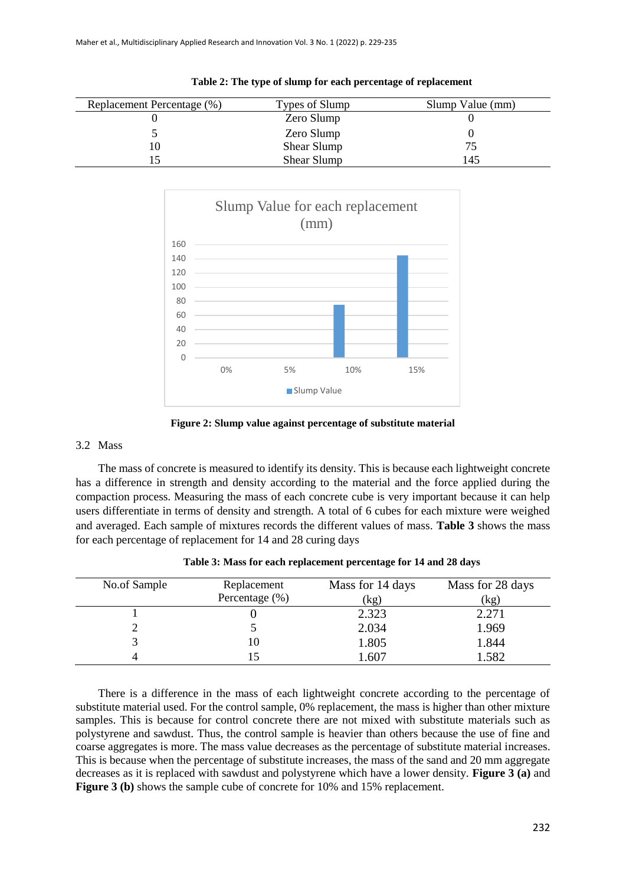**Table 2: The type of slump for each percentage of replacement**

| Replacement Percentage (%) | Types of Slump | Slump Value (mm) |
|---|---|---|
| 0 | Zero Slump | 0 |
| 5 | Zero Slump | 0 |
| 10 | Shear Slump | 75 |
| 15 | Shear Slump | 145 |

**Figure 2: Slump value against percentage of substitute material**

### 3.2 Mass

The mass of concrete is measured to identify its density. This is because each lightweight concrete has a difference in strength and density according to the material and the force applied during the compaction process. Measuring the mass of each concrete cube is very important because it can help users differentiate in terms of density and strength. A total of 6 cubes for each mixture were weighed and averaged. Each sample of mixtures records the different values of mass. **Table 3** shows the mass for each percentage of replacement for 14 and 28 curing days

**Table 3: Mass for each replacement percentage for 14 and 28 days**

| No.of Sample | Replacement Percentage (%) | Mass for 14 days (kg) | Mass for 28 days (kg) |
|---|---|---|---|
| 1 | 0 | 2.323 | 2.271 |
| 2 | 5 | 2.034 | 1.969 |
| 3 | 10 | 1.805 | 1.844 |
| 4 | 15 | 1.607 | 1.582 |

There is a difference in the mass of each lightweight concrete according to the percentage of substitute material used. For the control sample, 0% replacement, the mass is higher than other mixture samples. This is because for control concrete there are not mixed with substitute materials such as polystyrene and sawdust. Thus, the control sample is heavier than others because the use of fine and coarse aggregates is more. The mass value decreases as the percentage of substitute material increases. This is because when the percentage of substitute increases, the mass of the sand and 20 mm aggregate decreases as it is replaced with sawdust and polystyrene which have a lower density. **Figure 3 (a)** and **Figure 3 (b)** shows the sample cube of concrete for 10% and 15% replacement.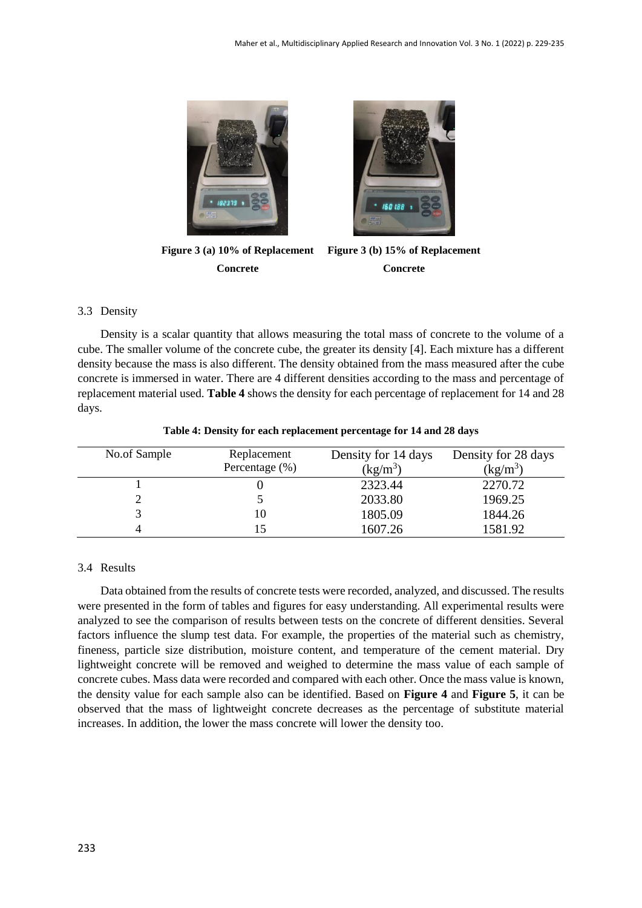Figure 3 (a) 10% of Replacement Concrete

Figure 3 (b) 15% of Replacement Concrete

### 3.3 Density

Density is a scalar quantity that allows measuring the total mass of concrete to the volume of a cube. The smaller volume of the concrete cube, the greater its density [4]. Each mixture has a different density because the mass is also different. The density obtained from the mass measured after the cube concrete is immersed in water. There are 4 different densities according to the mass and percentage of replacement material used. **Table 4** shows the density for each percentage of replacement for 14 and 28 days.

**Table 4: Density for each replacement percentage for 14 and 28 days**

| No.of Sample | Replacement Percentage (%) | Density for 14 days ($kg/m^3$) | Density for 28 days ($kg/m^3$) |
|---|---|---|---|
| 1 | 0 | 2323.44 | 2270.72 |
| 2 | 5 | 2033.80 | 1969.25 |
| 3 | 10 | 1805.09 | 1844.26 |
| 4 | 15 | 1607.26 | 1581.92 |

### 3.4 Results

Data obtained from the results of concrete tests were recorded, analyzed, and discussed. The results were presented in the form of tables and figures for easy understanding. All experimental results were analyzed to see the comparison of results between tests on the concrete of different densities. Several factors influence the slump test data. For example, the properties of the material such as chemistry, fineness, particle size distribution, moisture content, and temperature of the cement material. Dry lightweight concrete will be removed and weighed to determine the mass value of each sample of concrete cubes. Mass data were recorded and compared with each other. Once the mass value is known, the density value for each sample also can be identified. Based on **Figure 4** and **Figure 5**, it can be observed that the mass of lightweight concrete decreases as the percentage of substitute material increases. In addition, the lower the mass concrete will lower the density too.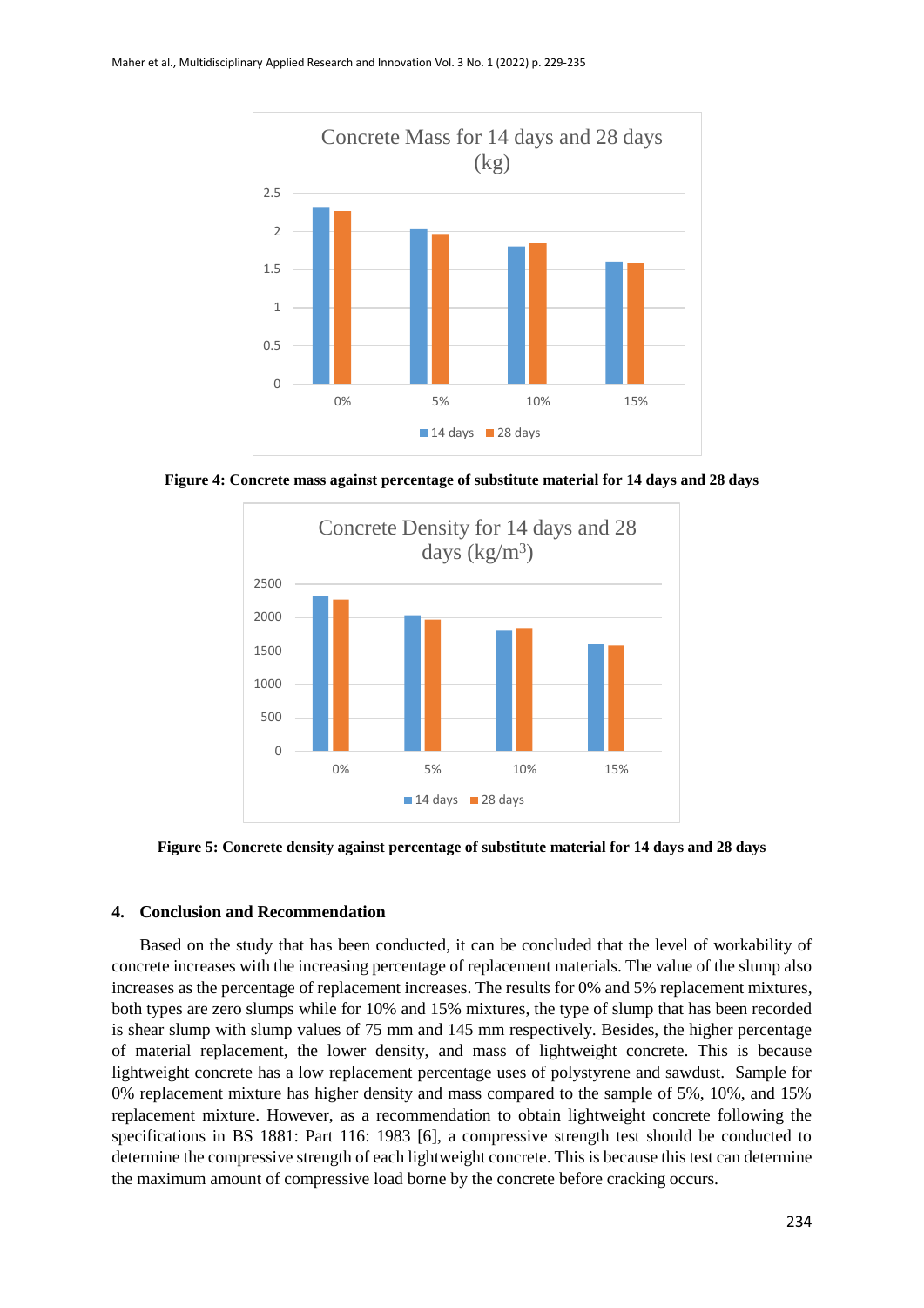**Figure 4: Concrete mass against percentage of substitute material for 14 days and 28 days**

**Figure 5: Concrete density against percentage of substitute material for 14 days and 28 days**

## 4. Conclusion and Recommendation

Based on the study that has been conducted, it can be concluded that the level of workability of concrete increases with the increasing percentage of replacement materials. The value of the slump also increases as the percentage of replacement increases. The results for 0% and 5% replacement mixtures, both types are zero slumps while for 10% and 15% mixtures, the type of slump that has been recorded is shear slump with slump values of 75 mm and 145 mm respectively. Besides, the higher percentage of material replacement, the lower density, and mass of lightweight concrete. This is because lightweight concrete has a low replacement percentage uses of polystyrene and sawdust. Sample for 0% replacement mixture has higher density and mass compared to the sample of 5%, 10%, and 15% replacement mixture. However, as a recommendation to obtain lightweight concrete following the specifications in BS 1881: Part 116: 1983 [6], a compressive strength test should be conducted to determine the compressive strength of each lightweight concrete. This is because this test can determine the maximum amount of compressive load borne by the concrete before cracking occurs.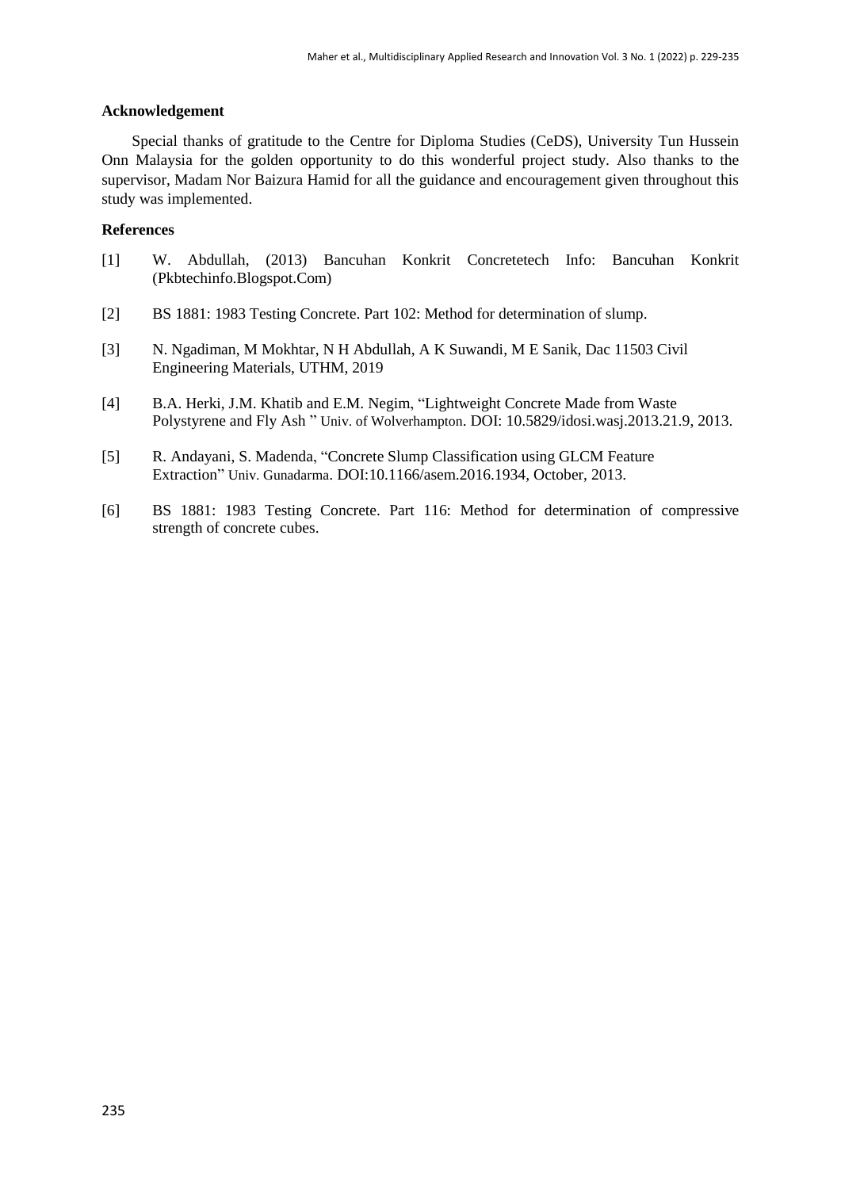## Acknowledgement

Special thanks of gratitude to the Centre for Diploma Studies (CeDS), University Tun Hussein Onn Malaysia for the golden opportunity to do this wonderful project study. Also thanks to the supervisor, Madam Nor Baizura Hamid for all the guidance and encouragement given throughout this study was implemented.

## References

[1] W. Abdullah, (2013) Bancuhan Konkrit Concretetech Info: Bancuhan Konkrit (Pkbtechinfo.Blogspot.Com)

[2] BS 1881: 1983 Testing Concrete. Part 102: Method for determination of slump.

[3] N. Ngadiman, M Mokhtar, N H Abdullah, A K Suwandi, M E Sanik, Dac 11503 Civil Engineering Materials, UTHM, 2019

[4] B.A. Herki, J.M. Khatib and E.M. Negim, "Lightweight Concrete Made from Waste Polystyrene and Fly Ash " Univ. of Wolverhampton. DOI: 10.5829/idosi.wasj.2013.21.9, 2013.

[5] R. Andayani, S. Madenda, "Concrete Slump Classification using GLCM Feature Extraction" Univ. Gunadarma. DOI:10.1166/asem.2016.1934, October, 2013.

[6] BS 1881: 1983 Testing Concrete. Part 116: Method for determination of compressive strength of concrete cubes.